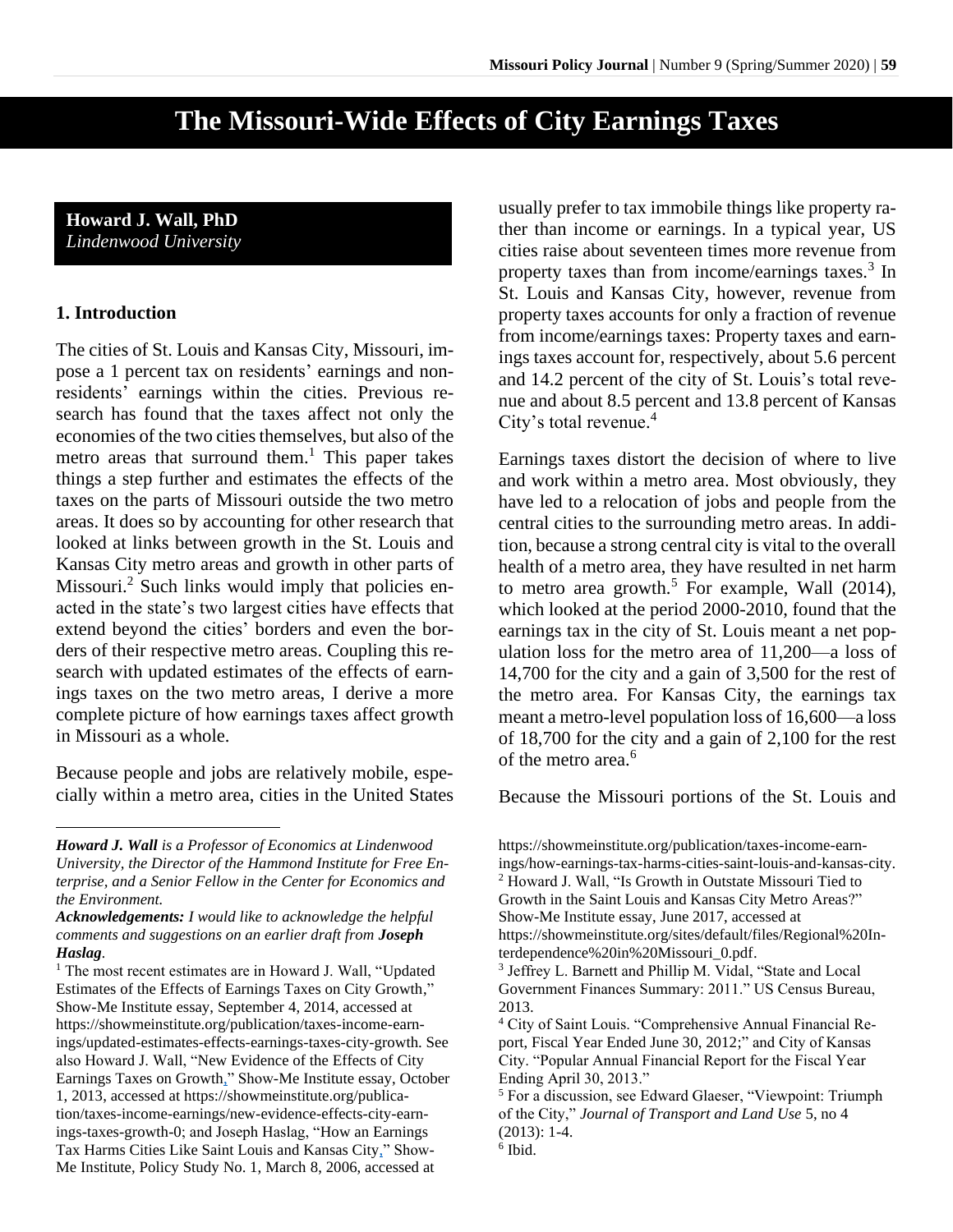# The Missouri-Wide Effects of City Earnings Taxes

**Howard J. Wall, PhD**
*Lindenwood University*

## 1. Introduction

The cities of St. Louis and Kansas City, Missouri, impose a 1 percent tax on residents' earnings and nonresidents' earnings within the cities. Previous research has found that the taxes affect not only the economies of the two cities themselves, but also of the metro areas that surround them.[1] This paper takes things a step further and estimates the effects of the taxes on the parts of Missouri outside the two metro areas. It does so by accounting for other research that looked at links between growth in the St. Louis and Kansas City metro areas and growth in other parts of Missouri.[2] Such links would imply that policies enacted in the state's two largest cities have effects that extend beyond the cities' borders and even the borders of their respective metro areas. Coupling this research with updated estimates of the effects of earnings taxes on the two metro areas, I derive a more complete picture of how earnings taxes affect growth in Missouri as a whole.

Because people and jobs are relatively mobile, especially within a metro area, cities in the United States usually prefer to tax immobile things like property rather than income or earnings. In a typical year, US cities raise about seventeen times more revenue from property taxes than from income/earnings taxes.[3] In St. Louis and Kansas City, however, revenue from property taxes accounts for only a fraction of revenue from income/earnings taxes: Property taxes and earnings taxes account for, respectively, about 5.6 percent and 14.2 percent of the city of St. Louis's total revenue and about 8.5 percent and 13.8 percent of Kansas City's total revenue.[4]

Earnings taxes distort the decision of where to live and work within a metro area. Most obviously, they have led to a relocation of jobs and people from the central cities to the surrounding metro areas. In addition, because a strong central city is vital to the overall health of a metro area, they have resulted in net harm to metro area growth.[5] For example, Wall (2014), which looked at the period 2000-2010, found that the earnings tax in the city of St. Louis meant a net population loss for the metro area of 11,200—a loss of 14,700 for the city and a gain of 3,500 for the rest of the metro area. For Kansas City, the earnings tax meant a metro-level population loss of 16,600—a loss of 18,700 for the city and a gain of 2,100 for the rest of the metro area.[6]

Because the Missouri portions of the St. Louis and

---

***Howard J. Wall** is a Professor of Economics at Lindenwood University, the Director of the Hammond Institute for Free Enterprise, and a Senior Fellow in the Center for Economics and the Environment.*

***Acknowledgements:** I would like to acknowledge the helpful comments and suggestions on an earlier draft from **Joseph Haslag**.*

[1] The most recent estimates are in Howard J. Wall, "Updated Estimates of the Effects of Earnings Taxes on City Growth," Show-Me Institute essay, September 4, 2014, accessed at https://showmeinstitute.org/publication/taxes-income-earnings/updated-estimates-effects-earnings-taxes-city-growth. See also Howard J. Wall, "New Evidence of the Effects of City Earnings Taxes on Growth," Show-Me Institute essay, October 1, 2013, accessed at https://showmeinstitute.org/publication/taxes-income-earnings/new-evidence-effects-city-earnings-taxes-growth-0; and Joseph Haslag, "How an Earnings Tax Harms Cities Like Saint Louis and Kansas City," Show-Me Institute, Policy Study No. 1, March 8, 2006, accessed at https://showmeinstitute.org/publication/taxes-income-earnings/how-earnings-tax-harms-cities-saint-louis-and-kansas-city.

[2] Howard J. Wall, "Is Growth in Outstate Missouri Tied to Growth in the Saint Louis and Kansas City Metro Areas?" Show-Me Institute essay, June 2017, accessed at https://showmeinstitute.org/sites/default/files/Regional%20Interdependence%20in%20Missouri_0.pdf.

[3] Jeffrey L. Barnett and Phillip M. Vidal, "State and Local Government Finances Summary: 2011." US Census Bureau, 2013.

[4] City of Saint Louis. "Comprehensive Annual Financial Report, Fiscal Year Ended June 30, 2012;" and City of Kansas City. "Popular Annual Financial Report for the Fiscal Year Ending April 30, 2013."

[5] For a discussion, see Edward Glaeser, "Viewpoint: Triumph of the City," *Journal of Transport and Land Use* 5, no 4 (2013): 1-4.

[6] Ibid.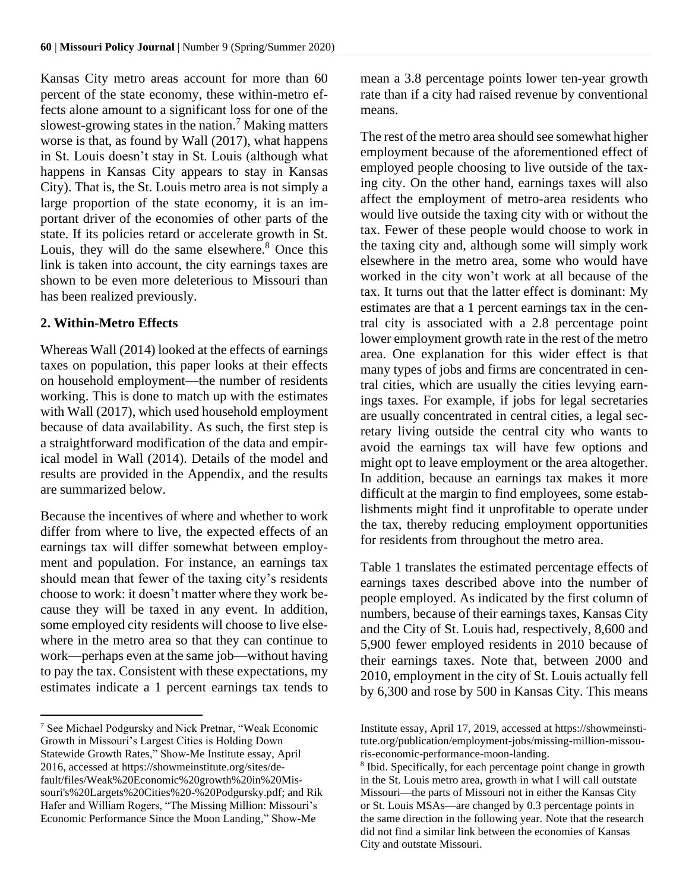Kansas City metro areas account for more than 60 percent of the state economy, these within-metro effects alone amount to a significant loss for one of the slowest-growing states in the nation.[7] Making matters worse is that, as found by Wall (2017), what happens in St. Louis doesn't stay in St. Louis (although what happens in Kansas City appears to stay in Kansas City). That is, the St. Louis metro area is not simply a large proportion of the state economy, it is an important driver of the economies of other parts of the state. If its policies retard or accelerate growth in St. Louis, they will do the same elsewhere.[8] Once this link is taken into account, the city earnings taxes are shown to be even more deleterious to Missouri than has been realized previously.

## 2. Within-Metro Effects

Whereas Wall (2014) looked at the effects of earnings taxes on population, this paper looks at their effects on household employment—the number of residents working. This is done to match up with the estimates with Wall (2017), which used household employment because of data availability. As such, the first step is a straightforward modification of the data and empirical model in Wall (2014). Details of the model and results are provided in the Appendix, and the results are summarized below.

Because the incentives of where and whether to work differ from where to live, the expected effects of an earnings tax will differ somewhat between employment and population. For instance, an earnings tax should mean that fewer of the taxing city's residents choose to work: it doesn't matter where they work because they will be taxed in any event. In addition, some employed city residents will choose to live elsewhere in the metro area so that they can continue to work—perhaps even at the same job—without having to pay the tax. Consistent with these expectations, my estimates indicate a 1 percent earnings tax tends to mean a 3.8 percentage points lower ten-year growth rate than if a city had raised revenue by conventional means.

The rest of the metro area should see somewhat higher employment because of the aforementioned effect of employed people choosing to live outside of the taxing city. On the other hand, earnings taxes will also affect the employment of metro-area residents who would live outside the taxing city with or without the tax. Fewer of these people would choose to work in the taxing city and, although some will simply work elsewhere in the metro area, some who would have worked in the city won't work at all because of the tax. It turns out that the latter effect is dominant: My estimates are that a 1 percent earnings tax in the central city is associated with a 2.8 percentage point lower employment growth rate in the rest of the metro area. One explanation for this wider effect is that many types of jobs and firms are concentrated in central cities, which are usually the cities levying earnings taxes. For example, if jobs for legal secretaries are usually concentrated in central cities, a legal secretary living outside the central city who wants to avoid the earnings tax will have few options and might opt to leave employment or the area altogether. In addition, because an earnings tax makes it more difficult at the margin to find employees, some establishments might find it unprofitable to operate under the tax, thereby reducing employment opportunities for residents from throughout the metro area.

Table 1 translates the estimated percentage effects of earnings taxes described above into the number of people employed. As indicated by the first column of numbers, because of their earnings taxes, Kansas City and the City of St. Louis had, respectively, 8,600 and 5,900 fewer employed residents in 2010 because of their earnings taxes. Note that, between 2000 and 2010, employment in the city of St. Louis actually fell by 6,300 and rose by 500 in Kansas City. This means

---

[7] See Michael Podgursky and Nick Pretnar, "Weak Economic Growth in Missouri's Largest Cities is Holding Down Statewide Growth Rates," Show-Me Institute essay, April 2016, accessed at https://showmeinstitute.org/sites/default/files/Weak%20Economic%20growth%20in%20Missouri's%20Largets%20Cities%20-%20Podgursky.pdf; and Rik Hafer and William Rogers, "The Missing Million: Missouri's Economic Performance Since the Moon Landing," Show-Me Institute essay, April 17, 2019, accessed at https://showmeinstitute.org/publication/employment-jobs/missing-million-missouris-economic-performance-moon-landing.

[8] Ibid. Specifically, for each percentage point change in growth in the St. Louis metro area, growth in what I will call outstate Missouri—the parts of Missouri not in either the Kansas City or St. Louis MSAs—are changed by 0.3 percentage points in the same direction in the following year. Note that the research did not find a similar link between the economies of Kansas City and outstate Missouri.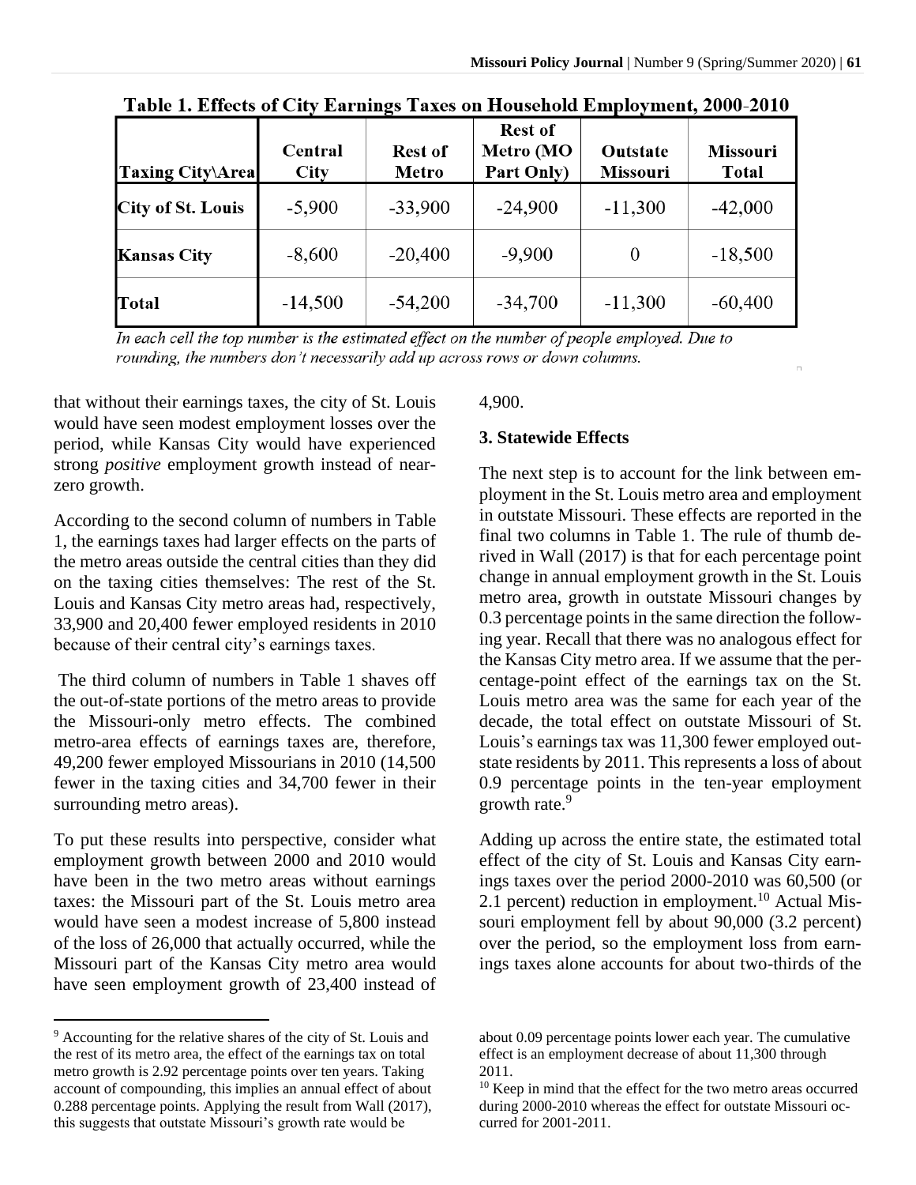**Table 1. Effects of City Earnings Taxes on Household Employment, 2000-2010**

| Taxing City\Area | Central City | Rest of Metro | Rest of Metro (MO Part Only) | Outstate Missouri | Missouri Total |
|---|---|---|---|---|---|
| **City of St. Louis** | -5,900 | -33,900 | -24,900 | -11,300 | -42,000 |
| **Kansas City** | -8,600 | -20,400 | -9,900 | 0 | -18,500 |
| **Total** | -14,500 | -54,200 | -34,700 | -11,300 | -60,400 |

*In each cell the top number is the estimated effect on the number of people employed. Due to rounding, the numbers don't necessarily add up across rows or down columns.*

that without their earnings taxes, the city of St. Louis would have seen modest employment losses over the period, while Kansas City would have experienced strong *positive* employment growth instead of near-zero growth.

According to the second column of numbers in Table 1, the earnings taxes had larger effects on the parts of the metro areas outside the central cities than they did on the taxing cities themselves: The rest of the St. Louis and Kansas City metro areas had, respectively, 33,900 and 20,400 fewer employed residents in 2010 because of their central city's earnings taxes.

The third column of numbers in Table 1 shaves off the out-of-state portions of the metro areas to provide the Missouri-only metro effects. The combined metro-area effects of earnings taxes are, therefore, 49,200 fewer employed Missourians in 2010 (14,500 fewer in the taxing cities and 34,700 fewer in their surrounding metro areas).

To put these results into perspective, consider what employment growth between 2000 and 2010 would have been in the two metro areas without earnings taxes: the Missouri part of the St. Louis metro area would have seen a modest increase of 5,800 instead of the loss of 26,000 that actually occurred, while the Missouri part of the Kansas City metro area would have seen employment growth of 23,400 instead of 4,900.

### 3. Statewide Effects

The next step is to account for the link between employment in the St. Louis metro area and employment in outstate Missouri. These effects are reported in the final two columns in Table 1. The rule of thumb derived in Wall (2017) is that for each percentage point change in annual employment growth in the St. Louis metro area, growth in outstate Missouri changes by 0.3 percentage points in the same direction the following year. Recall that there was no analogous effect for the Kansas City metro area. If we assume that the percentage-point effect of the earnings tax on the St. Louis metro area was the same for each year of the decade, the total effect on outstate Missouri of St. Louis's earnings tax was 11,300 fewer employed outstate residents by 2011. This represents a loss of about 0.9 percentage points in the ten-year employment growth rate.[9]

Adding up across the entire state, the estimated total effect of the city of St. Louis and Kansas City earnings taxes over the period 2000-2010 was 60,500 (or 2.1 percent) reduction in employment.[10] Actual Missouri employment fell by about 90,000 (3.2 percent) over the period, so the employment loss from earnings taxes alone accounts for about two-thirds of the

---

[9] Accounting for the relative shares of the city of St. Louis and the rest of its metro area, the effect of the earnings tax on total metro growth is 2.92 percentage points over ten years. Taking account of compounding, this implies an annual effect of about 0.288 percentage points. Applying the result from Wall (2017), this suggests that outstate Missouri's growth rate would be about 0.09 percentage points lower each year. The cumulative effect is an employment decrease of about 11,300 through 2011.

[10] Keep in mind that the effect for the two metro areas occurred during 2000-2010 whereas the effect for outstate Missouri occurred for 2001-2011.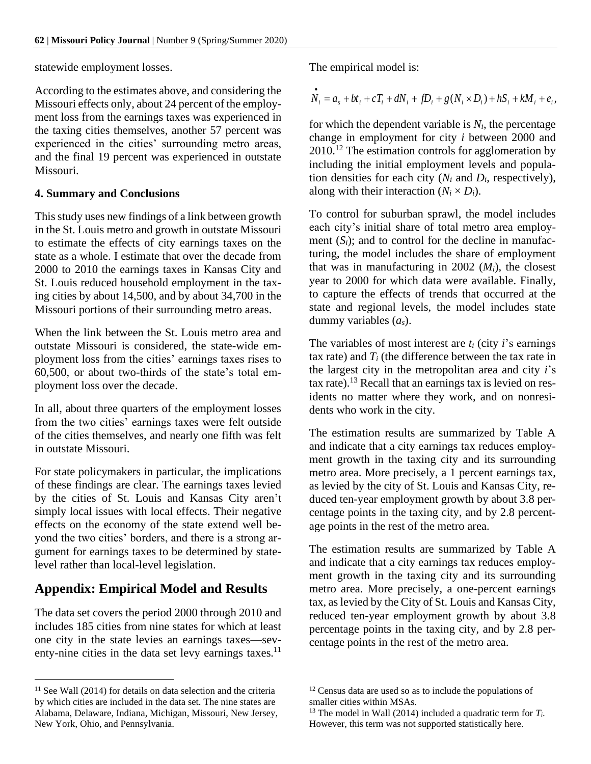statewide employment losses.

According to the estimates above, and considering the Missouri effects only, about 24 percent of the employment loss from the earnings taxes was experienced in the taxing cities themselves, another 57 percent was experienced in the cities' surrounding metro areas, and the final 19 percent was experienced in outstate Missouri.

### 4. Summary and Conclusions

This study uses new findings of a link between growth in the St. Louis metro and growth in outstate Missouri to estimate the effects of city earnings taxes on the state as a whole. I estimate that over the decade from 2000 to 2010 the earnings taxes in Kansas City and St. Louis reduced household employment in the taxing cities by about 14,500, and by about 34,700 in the Missouri portions of their surrounding metro areas.

When the link between the St. Louis metro area and outstate Missouri is considered, the state-wide employment loss from the cities' earnings taxes rises to 60,500, or about two-thirds of the state's total employment loss over the decade.

In all, about three quarters of the employment losses from the two cities' earnings taxes were felt outside of the cities themselves, and nearly one fifth was felt in outstate Missouri.

For state policymakers in particular, the implications of these findings are clear. The earnings taxes levied by the cities of St. Louis and Kansas City aren't simply local issues with local effects. Their negative effects on the economy of the state extend well beyond the two cities' borders, and there is a strong argument for earnings taxes to be determined by state-level rather than local-level legislation.

## Appendix: Empirical Model and Results

The data set covers the period 2000 through 2010 and includes 185 cities from nine states for which at least one city in the state levies an earnings taxes—seventy-nine cities in the data set levy earnings taxes.[11]

The empirical model is:

$$\dot{N}_i = a_s + bt_i + cT_i + dN_i + fD_i + g(N_i \times D_i) + hS_i + kM_i + e_i,$$

for which the dependent variable is $N_i$, the percentage change in employment for city $i$ between 2000 and 2010.[12] The estimation controls for agglomeration by including the initial employment levels and population densities for each city ($N_i$ and $D_i$, respectively), along with their interaction ($N_i \times D_i$).

To control for suburban sprawl, the model includes each city's initial share of total metro area employment ($S_i$); and to control for the decline in manufacturing, the model includes the share of employment that was in manufacturing in 2002 ($M_i$), the closest year to 2000 for which data were available. Finally, to capture the effects of trends that occurred at the state and regional levels, the model includes state dummy variables ($a_s$).

The variables of most interest are $t_i$ (city $i$'s earnings tax rate) and $T_i$ (the difference between the tax rate in the largest city in the metropolitan area and city $i$'s tax rate).[13] Recall that an earnings tax is levied on residents no matter where they work, and on nonresidents who work in the city.

The estimation results are summarized by Table A and indicate that a city earnings tax reduces employment growth in the taxing city and its surrounding metro area. More precisely, a 1 percent earnings tax, as levied by the city of St. Louis and Kansas City, reduced ten-year employment growth by about 3.8 percentage points in the taxing city, and by 2.8 percentage points in the rest of the metro area.

The estimation results are summarized by Table A and indicate that a city earnings tax reduces employment growth in the taxing city and its surrounding metro area. More precisely, a one-percent earnings tax, as levied by the City of St. Louis and Kansas City, reduced ten-year employment growth by about 3.8 percentage points in the taxing city, and by 2.8 percentage points in the rest of the metro area.

---

[11] See Wall (2014) for details on data selection and the criteria by which cities are included in the data set. The nine states are Alabama, Delaware, Indiana, Michigan, Missouri, New Jersey, New York, Ohio, and Pennsylvania.

[12] Census data are used so as to include the populations of smaller cities within MSAs.

[13] The model in Wall (2014) included a quadratic term for $T_i$. However, this term was not supported statistically here.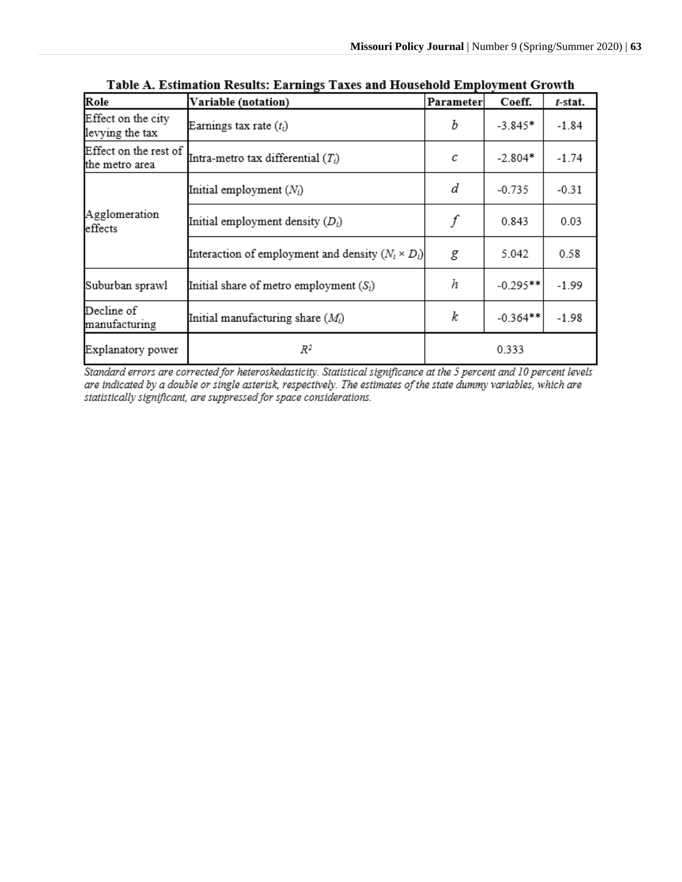**Table A. Estimation Results: Earnings Taxes and Household Employment Growth**

| Role | Variable (notation) | Parameter | Coeff. | *t*-stat. |
|---|---|---|---|---|
| Effect on the city levying the tax | Earnings tax rate ($t_i$) | $b$ | -3.845* | -1.84 |
| Effect on the rest of the metro area | Intra-metro tax differential ($T_i$) | $c$ | -2.804* | -1.74 |
| Agglomeration effects | Initial employment ($N_i$) | $d$ | -0.735 | -0.31 |
| | Initial employment density ($D_i$) | $f$ | 0.843 | 0.03 |
| | Interaction of employment and density ($N_i \times D_i$) | $g$ | 5.042 | 0.58 |
| Suburban sprawl | Initial share of metro employment ($S_i$) | $h$ | -0.295** | -1.99 |
| Decline of manufacturing | Initial manufacturing share ($M_i$) | $k$ | -0.364** | -1.98 |
| Explanatory power | $R^2$ | 0.333 | | |

*Standard errors are corrected for heteroskedasticity. Statistical significance at the 5 percent and 10 percent levels are indicated by a double or single asterisk, respectively. The estimates of the state dummy variables, which are statistically significant, are suppressed for space considerations.*